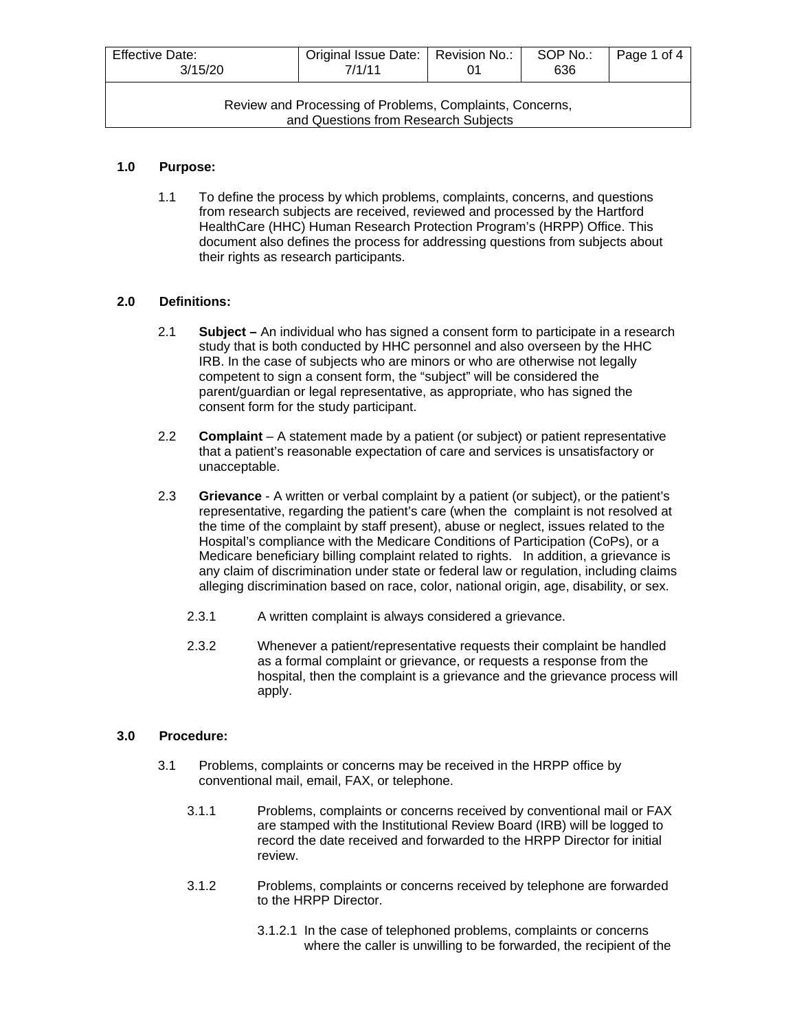| Effective Date: 3/15/20 | Original Issue Date: 7/1/11 | Revision No.: 01 | SOP No.: 636 | Page 1 of 4 |
|---|---|---|---|---|
| Review and Processing of Problems, Complaints, Concerns, and Questions from Research Subjects | | | | |

## 1.0 Purpose:

1.1 To define the process by which problems, complaints, concerns, and questions from research subjects are received, reviewed and processed by the Hartford HealthCare (HHC) Human Research Protection Program's (HRPP) Office. This document also defines the process for addressing questions from subjects about their rights as research participants.

## 2.0 Definitions:

2.1 **Subject –** An individual who has signed a consent form to participate in a research study that is both conducted by HHC personnel and also overseen by the HHC IRB. In the case of subjects who are minors or who are otherwise not legally competent to sign a consent form, the "subject" will be considered the parent/guardian or legal representative, as appropriate, who has signed the consent form for the study participant.

2.2 **Complaint** – A statement made by a patient (or subject) or patient representative that a patient's reasonable expectation of care and services is unsatisfactory or unacceptable.

2.3 **Grievance** - A written or verbal complaint by a patient (or subject), or the patient's representative, regarding the patient's care (when the complaint is not resolved at the time of the complaint by staff present), abuse or neglect, issues related to the Hospital's compliance with the Medicare Conditions of Participation (CoPs), or a Medicare beneficiary billing complaint related to rights. In addition, a grievance is any claim of discrimination under state or federal law or regulation, including claims alleging discrimination based on race, color, national origin, age, disability, or sex.

2.3.1 A written complaint is always considered a grievance.

2.3.2 Whenever a patient/representative requests their complaint be handled as a formal complaint or grievance, or requests a response from the hospital, then the complaint is a grievance and the grievance process will apply.

## 3.0 Procedure:

3.1 Problems, complaints or concerns may be received in the HRPP office by conventional mail, email, FAX, or telephone.

3.1.1 Problems, complaints or concerns received by conventional mail or FAX are stamped with the Institutional Review Board (IRB) will be logged to record the date received and forwarded to the HRPP Director for initial review.

3.1.2 Problems, complaints or concerns received by telephone are forwarded to the HRPP Director.

3.1.2.1 In the case of telephoned problems, complaints or concerns where the caller is unwilling to be forwarded, the recipient of the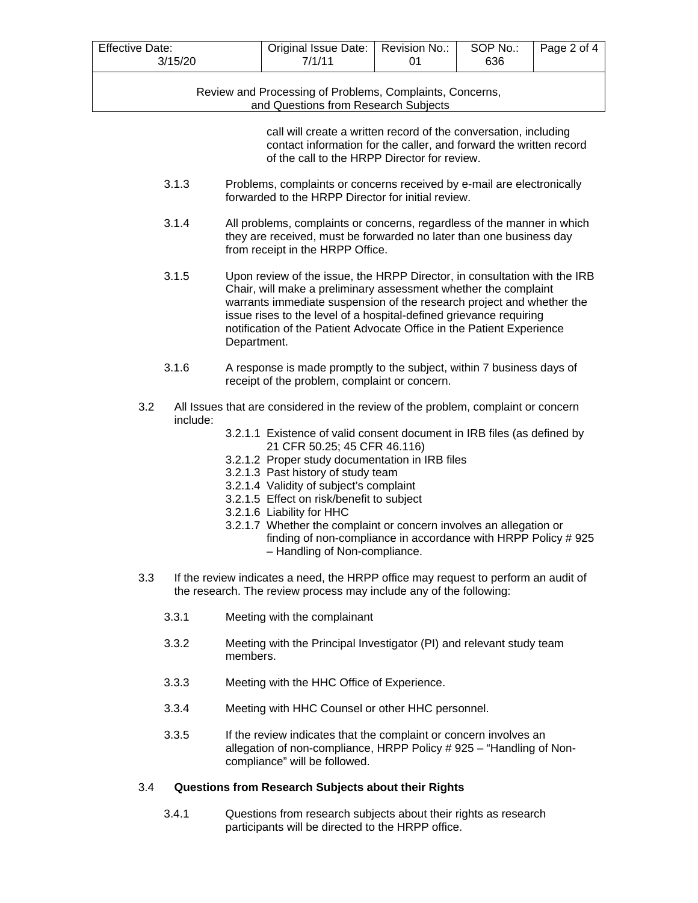call will create a written record of the conversation, including contact information for the caller, and forward the written record of the call to the HRPP Director for review.

3.1.3 Problems, complaints or concerns received by e-mail are electronically forwarded to the HRPP Director for initial review.

3.1.4 All problems, complaints or concerns, regardless of the manner in which they are received, must be forwarded no later than one business day from receipt in the HRPP Office.

3.1.5 Upon review of the issue, the HRPP Director, in consultation with the IRB Chair, will make a preliminary assessment whether the complaint warrants immediate suspension of the research project and whether the issue rises to the level of a hospital-defined grievance requiring notification of the Patient Advocate Office in the Patient Experience Department.

3.1.6 A response is made promptly to the subject, within 7 business days of receipt of the problem, complaint or concern.

3.2 All Issues that are considered in the review of the problem, complaint or concern include:

- 3.2.1.1 Existence of valid consent document in IRB files (as defined by 21 CFR 50.25; 45 CFR 46.116)
- 3.2.1.2 Proper study documentation in IRB files
- 3.2.1.3 Past history of study team
- 3.2.1.4 Validity of subject's complaint
- 3.2.1.5 Effect on risk/benefit to subject
- 3.2.1.6 Liability for HHC
- 3.2.1.7 Whether the complaint or concern involves an allegation or finding of non-compliance in accordance with HRPP Policy # 925 – Handling of Non-compliance.

3.3 If the review indicates a need, the HRPP office may request to perform an audit of the research. The review process may include any of the following:

3.3.1 Meeting with the complainant

3.3.2 Meeting with the Principal Investigator (PI) and relevant study team members.

3.3.3 Meeting with the HHC Office of Experience.

3.3.4 Meeting with HHC Counsel or other HHC personnel.

3.3.5 If the review indicates that the complaint or concern involves an allegation of non-compliance, HRPP Policy # 925 – "Handling of Non-compliance" will be followed.

### 3.4 Questions from Research Subjects about their Rights

3.4.1 Questions from research subjects about their rights as research participants will be directed to the HRPP office.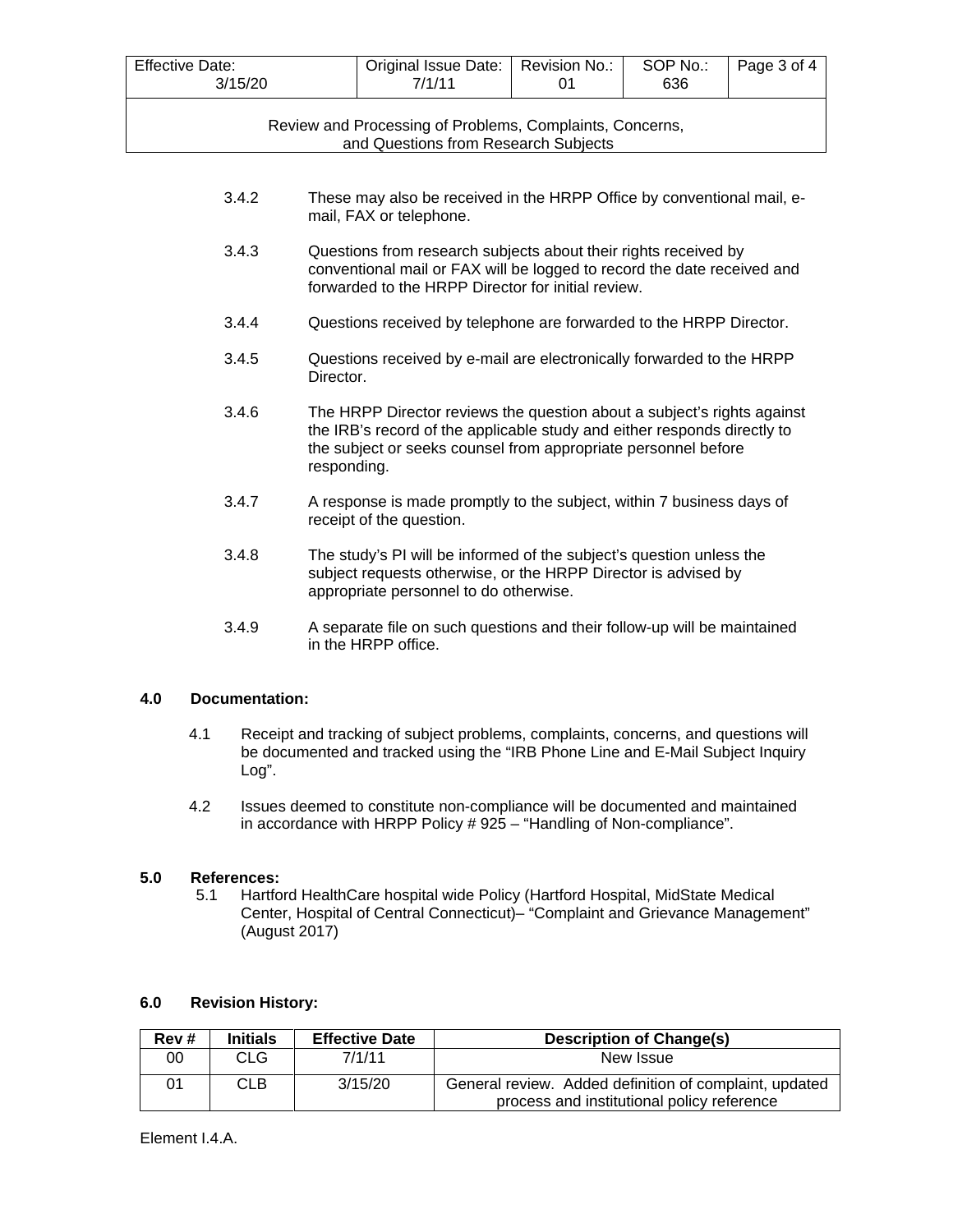3.4.2 These may also be received in the HRPP Office by conventional mail, e-mail, FAX or telephone.

3.4.3 Questions from research subjects about their rights received by conventional mail or FAX will be logged to record the date received and forwarded to the HRPP Director for initial review.

3.4.4 Questions received by telephone are forwarded to the HRPP Director.

3.4.5 Questions received by e-mail are electronically forwarded to the HRPP Director.

3.4.6 The HRPP Director reviews the question about a subject's rights against the IRB's record of the applicable study and either responds directly to the subject or seeks counsel from appropriate personnel before responding.

3.4.7 A response is made promptly to the subject, within 7 business days of receipt of the question.

3.4.8 The study's PI will be informed of the subject's question unless the subject requests otherwise, or the HRPP Director is advised by appropriate personnel to do otherwise.

3.4.9 A separate file on such questions and their follow-up will be maintained in the HRPP office.

## 4.0 Documentation:

4.1 Receipt and tracking of subject problems, complaints, concerns, and questions will be documented and tracked using the "IRB Phone Line and E-Mail Subject Inquiry Log".

4.2 Issues deemed to constitute non-compliance will be documented and maintained in accordance with HRPP Policy # 925 – "Handling of Non-compliance".

## 5.0 References:

5.1 Hartford HealthCare hospital wide Policy (Hartford Hospital, MidState Medical Center, Hospital of Central Connecticut)– "Complaint and Grievance Management" (August 2017)

## 6.0 Revision History:

| Rev # | Initials | Effective Date | Description of Change(s) |
|---|---|---|---|
| 00 | CLG | 7/1/11 | New Issue |
| 01 | CLB | 3/15/20 | General review. Added definition of complaint, updated process and institutional policy reference |

Element I.4.A.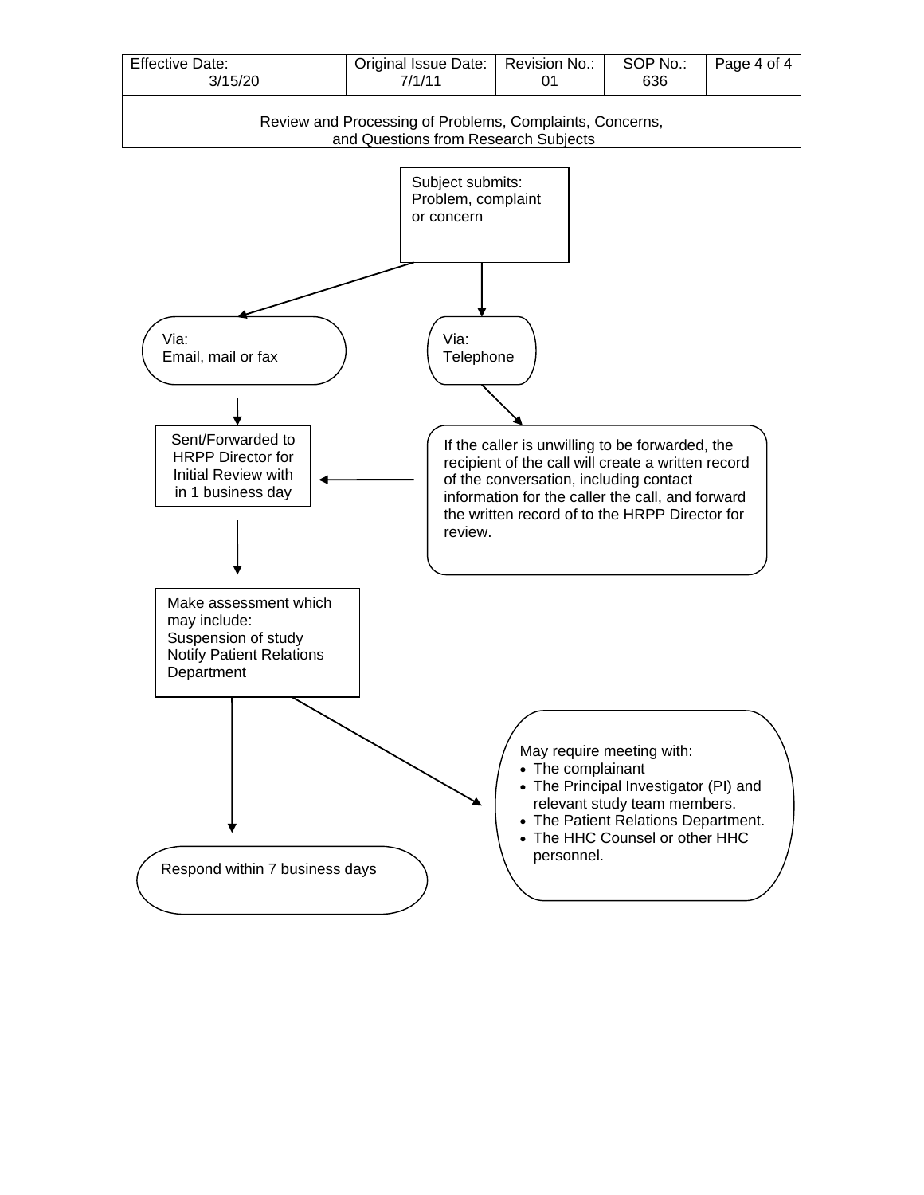Review and Processing of Problems, Complaints, Concerns, and Questions from Research Subjects

Subject submits:
Problem, complaint or concern

Via:
Email, mail or fax

Via:
Telephone

Sent/Forwarded to HRPP Director for Initial Review with in 1 business day

If the caller is unwilling to be forwarded, the recipient of the call will create a written record of the conversation, including contact information for the caller the call, and forward the written record of to the HRPP Director for review.

Make assessment which may include:
Suspension of study
Notify Patient Relations Department

May require meeting with:

- The complainant
- The Principal Investigator (PI) and relevant study team members.
- The Patient Relations Department.
- The HHC Counsel or other HHC personnel.

Respond within 7 business days